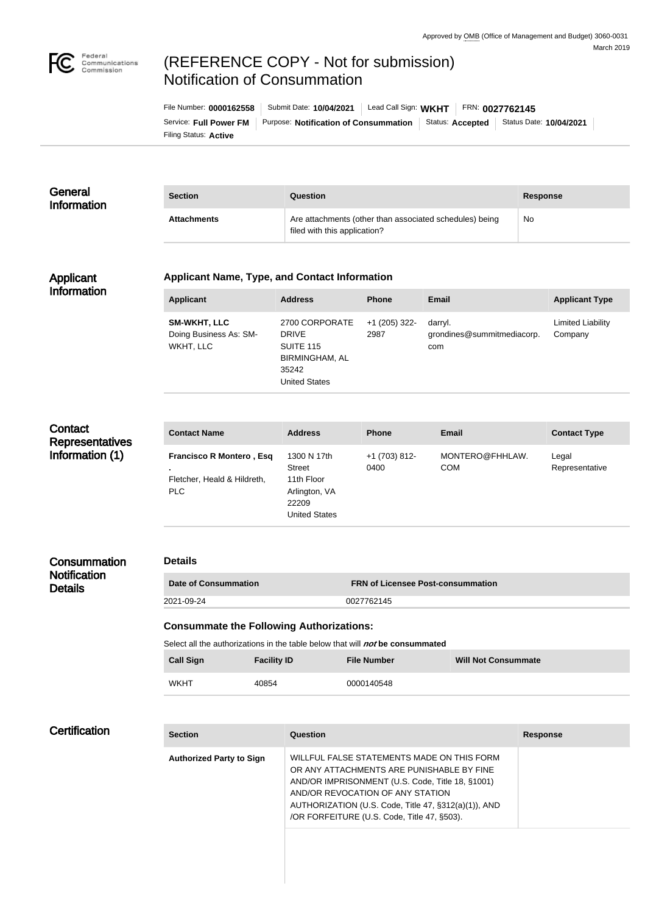Approved by OMB (Office of Management and Budget) 3060-0031
March 2019

# (REFERENCE COPY - Not for submission) Notification of Consummation

File Number: **0000162558** | Submit Date: **10/04/2021** | Lead Call Sign: **WKHT** | FRN: **0027762145**
Service: **Full Power FM** | Purpose: **Notification of Consummation** | Status: **Accepted** | Status Date: **10/04/2021**
Filing Status: **Active**

## General Information

| Section | Question | Response |
| --- | --- | --- |
| **Attachments** | Are attachments (other than associated schedules) being filed with this application? | No |

## Applicant Information

### Applicant Name, Type, and Contact Information

| Applicant | Address | Phone | Email | Applicant Type |
| --- | --- | --- | --- | --- |
| **SM-WKHT, LLC** Doing Business As: SM-WKHT, LLC | 2700 CORPORATE DRIVE SUITE 115 BIRMINGHAM, AL 35242 United States | +1 (205) 322-2987 | darryl.grondines@summitmediacorp.com | Limited Liability Company |

## Contact Representatives Information (1)

| Contact Name | Address | Phone | Email | Contact Type |
| --- | --- | --- | --- | --- |
| **Francisco R Montero , Esq .** Fletcher, Heald & Hildreth, PLC | 1300 N 17th Street 11th Floor Arlington, VA 22209 United States | +1 (703) 812-0400 | MONTERO@FHHLAW.COM | Legal Representative |

## Consummation Notification Details

### Details

| Date of Consummation | FRN of Licensee Post-consummation |
| --- | --- |
| 2021-09-24 | 0027762145 |

### Consummate the Following Authorizations:

Select all the authorizations in the table below that will ***not*** **be consummated**

| Call Sign | Facility ID | File Number | Will Not Consummate |
| --- | --- | --- | --- |
| WKHT | 40854 | 0000140548 | |

## Certification

| Section | Question | Response |
| --- | --- | --- |
| **Authorized Party to Sign** | WILLFUL FALSE STATEMENTS MADE ON THIS FORM OR ANY ATTACHMENTS ARE PUNISHABLE BY FINE AND/OR IMPRISONMENT (U.S. Code, Title 18, §1001) AND/OR REVOCATION OF ANY STATION AUTHORIZATION (U.S. Code, Title 47, §312(a)(1)), AND /OR FORFEITURE (U.S. Code, Title 47, §503). | |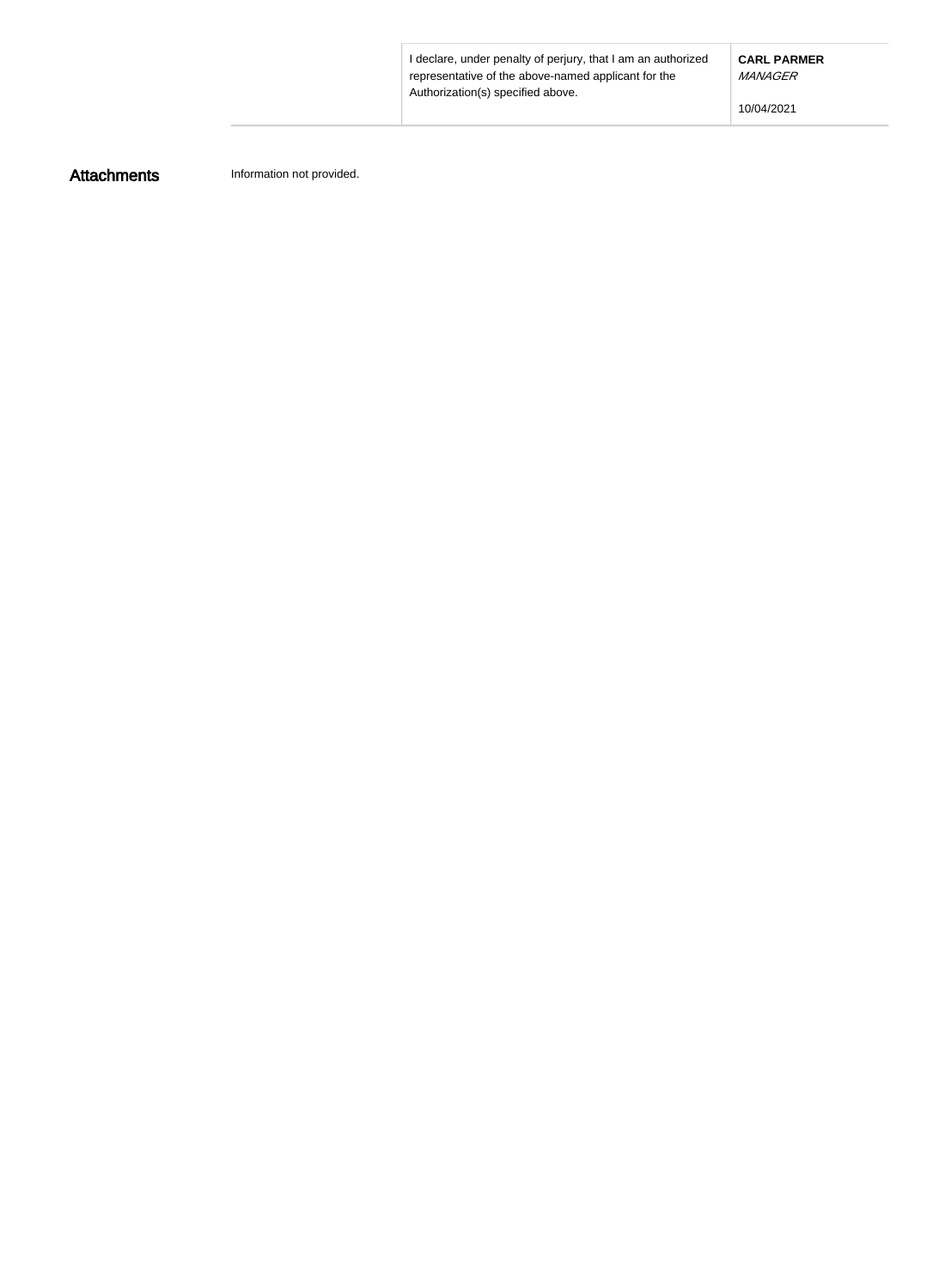| | | |
|---|---|---|
| | I declare, under penalty of perjury, that I am an authorized representative of the above-named applicant for the Authorization(s) specified above. | **CARL PARMER**<br>*MANAGER*<br><br>10/04/2021 |

## Attachments

Information not provided.